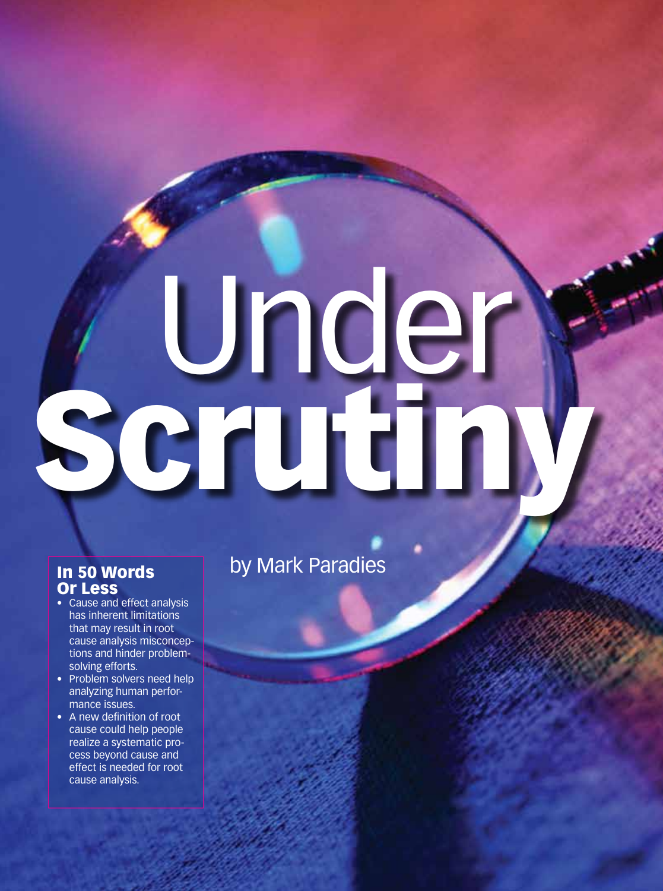# Under Scrutiny

by Mark Paradies

## In 50 Words Or Less

- Cause and effect analysis has inherent limitations that may result in root cause analysis misconceptions and hinder problem-solving efforts.
- Problem solvers need help analyzing human performance issues.
- A new definition of root cause could help people realize a systematic process beyond cause and effect is needed for root cause analysis.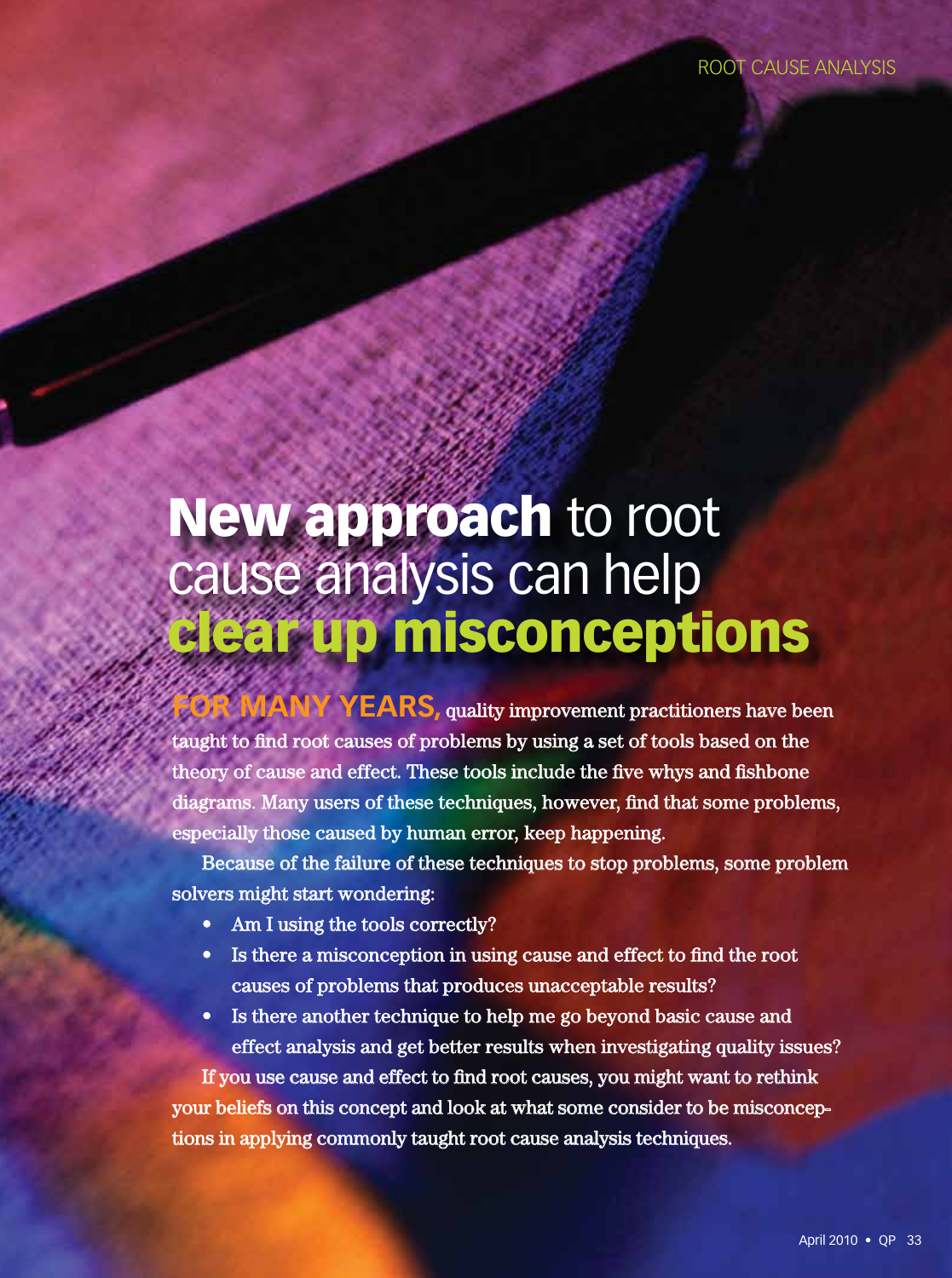# New approach to root cause analysis can help clear up misconceptions

**FOR MANY YEARS,** quality improvement practitioners have been taught to find root causes of problems by using a set of tools based on the theory of cause and effect. These tools include the five whys and fishbone diagrams. Many users of these techniques, however, find that some problems, especially those caused by human error, keep happening.

Because of the failure of these techniques to stop problems, some problem solvers might start wondering:

- Am I using the tools correctly?
- Is there a misconception in using cause and effect to find the root causes of problems that produces unacceptable results?
- Is there another technique to help me go beyond basic cause and effect analysis and get better results when investigating quality issues?

If you use cause and effect to find root causes, you might want to rethink your beliefs on this concept and look at what some consider to be misconceptions in applying commonly taught root cause analysis techniques.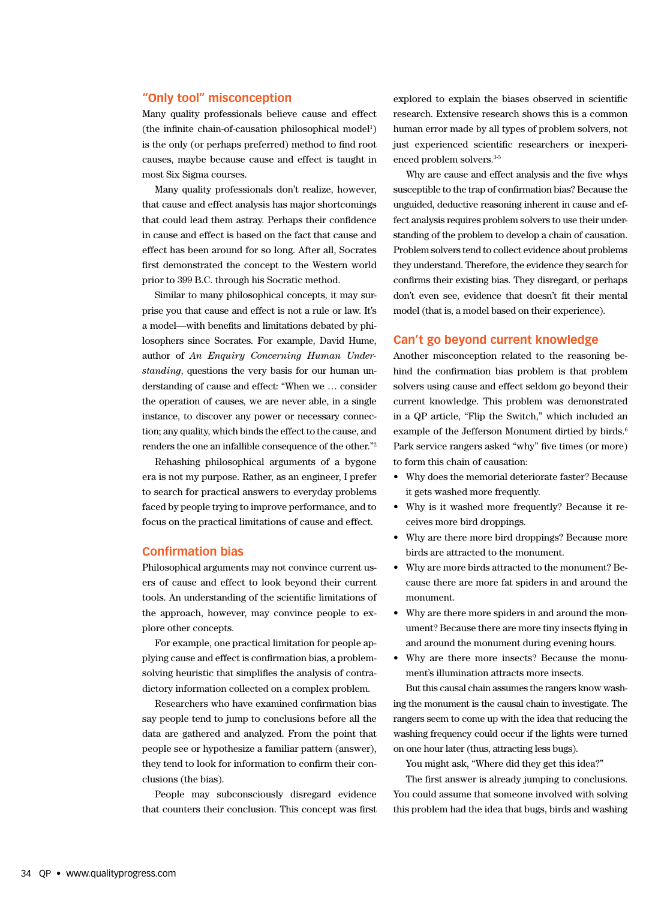## "Only tool" misconception

Many quality professionals believe cause and effect (the infinite chain-of-causation philosophical model[1]) is the only (or perhaps preferred) method to find root causes, maybe because cause and effect is taught in most Six Sigma courses.

Many quality professionals don't realize, however, that cause and effect analysis has major shortcomings that could lead them astray. Perhaps their confidence in cause and effect is based on the fact that cause and effect has been around for so long. After all, Socrates first demonstrated the concept to the Western world prior to 399 B.C. through his Socratic method.

Similar to many philosophical concepts, it may surprise you that cause and effect is not a rule or law. It's a model—with benefits and limitations debated by philosophers since Socrates. For example, David Hume, author of *An Enquiry Concerning Human Understanding*, questions the very basis for our human understanding of cause and effect: "When we … consider the operation of causes, we are never able, in a single instance, to discover any power or necessary connection; any quality, which binds the effect to the cause, and renders the one an infallible consequence of the other."[2]

Rehashing philosophical arguments of a bygone era is not my purpose. Rather, as an engineer, I prefer to search for practical answers to everyday problems faced by people trying to improve performance, and to focus on the practical limitations of cause and effect.

## Confirmation bias

Philosophical arguments may not convince current users of cause and effect to look beyond their current tools. An understanding of the scientific limitations of the approach, however, may convince people to explore other concepts.

For example, one practical limitation for people applying cause and effect is confirmation bias, a problem-solving heuristic that simplifies the analysis of contradictory information collected on a complex problem.

Researchers who have examined confirmation bias say people tend to jump to conclusions before all the data are gathered and analyzed. From the point that people see or hypothesize a familiar pattern (answer), they tend to look for information to confirm their conclusions (the bias).

People may subconsciously disregard evidence that counters their conclusion. This concept was first explored to explain the biases observed in scientific research. Extensive research shows this is a common human error made by all types of problem solvers, not just experienced scientific researchers or inexperienced problem solvers.[3-5]

Why are cause and effect analysis and the five whys susceptible to the trap of confirmation bias? Because the unguided, deductive reasoning inherent in cause and effect analysis requires problem solvers to use their understanding of the problem to develop a chain of causation. Problem solvers tend to collect evidence about problems they understand. Therefore, the evidence they search for confirms their existing bias. They disregard, or perhaps don't even see, evidence that doesn't fit their mental model (that is, a model based on their experience).

## Can't go beyond current knowledge

Another misconception related to the reasoning behind the confirmation bias problem is that problem solvers using cause and effect seldom go beyond their current knowledge. This problem was demonstrated in a QP article, "Flip the Switch," which included an example of the Jefferson Monument dirtied by birds.[6] Park service rangers asked "why" five times (or more) to form this chain of causation:

- Why does the memorial deteriorate faster? Because it gets washed more frequently.
- Why is it washed more frequently? Because it receives more bird droppings.
- Why are there more bird droppings? Because more birds are attracted to the monument.
- Why are more birds attracted to the monument? Because there are more fat spiders in and around the monument.
- Why are there more spiders in and around the monument? Because there are more tiny insects flying in and around the monument during evening hours.
- Why are there more insects? Because the monument's illumination attracts more insects.

But this causal chain assumes the rangers know washing the monument is the causal chain to investigate. The rangers seem to come up with the idea that reducing the washing frequency could occur if the lights were turned on one hour later (thus, attracting less bugs).

You might ask, "Where did they get this idea?"

The first answer is already jumping to conclusions. You could assume that someone involved with solving this problem had the idea that bugs, birds and washing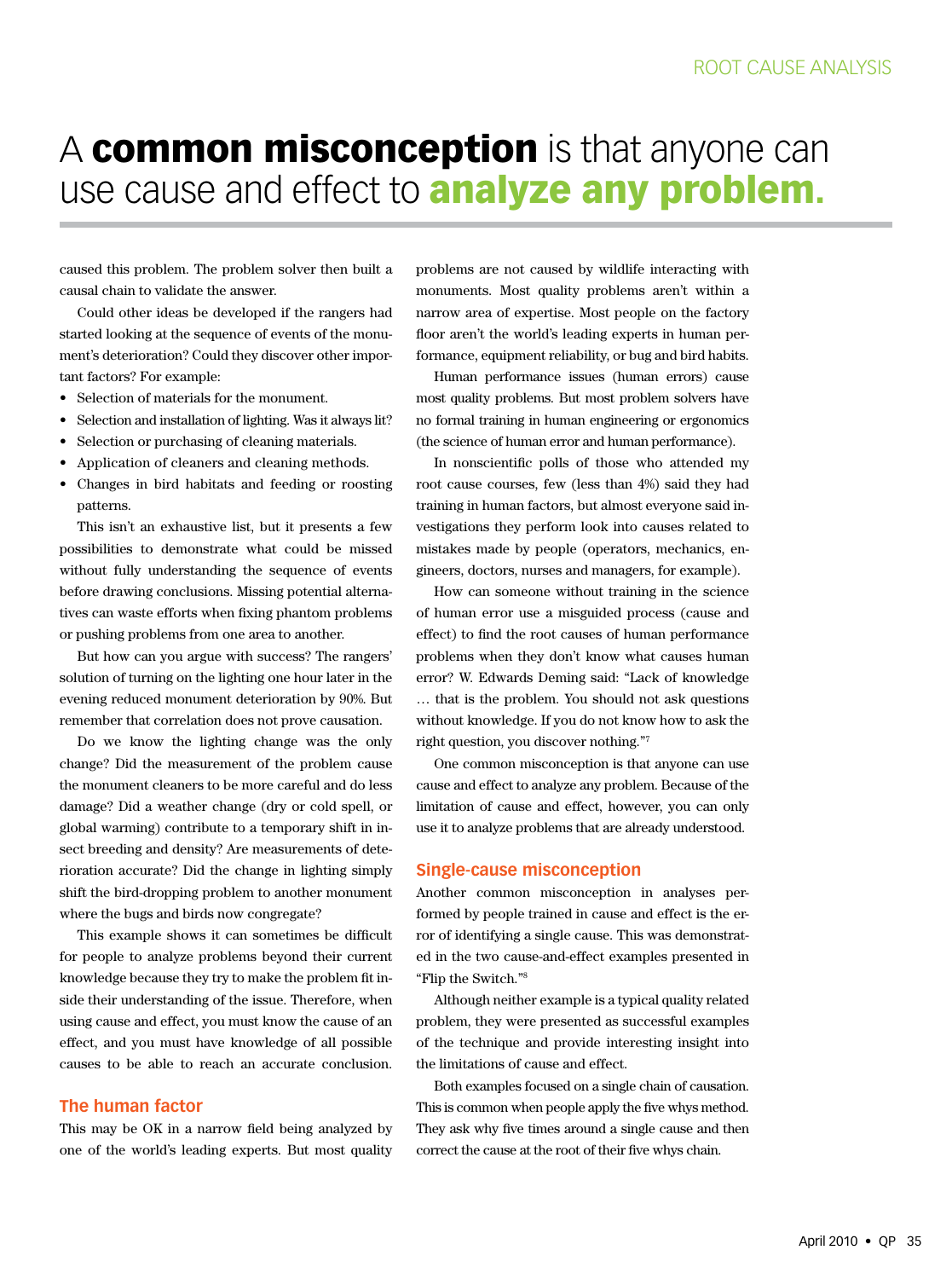A **common misconception** is that anyone can use cause and effect to **analyze any problem.**

caused this problem. The problem solver then built a causal chain to validate the answer.

Could other ideas be developed if the rangers had started looking at the sequence of events of the monument's deterioration? Could they discover other important factors? For example:

- Selection of materials for the monument.
- Selection and installation of lighting. Was it always lit?
- Selection or purchasing of cleaning materials.
- Application of cleaners and cleaning methods.
- Changes in bird habitats and feeding or roosting patterns.

This isn't an exhaustive list, but it presents a few possibilities to demonstrate what could be missed without fully understanding the sequence of events before drawing conclusions. Missing potential alternatives can waste efforts when fixing phantom problems or pushing problems from one area to another.

But how can you argue with success? The rangers' solution of turning on the lighting one hour later in the evening reduced monument deterioration by 90%. But remember that correlation does not prove causation.

Do we know the lighting change was the only change? Did the measurement of the problem cause the monument cleaners to be more careful and do less damage? Did a weather change (dry or cold spell, or global warming) contribute to a temporary shift in insect breeding and density? Are measurements of deterioration accurate? Did the change in lighting simply shift the bird-dropping problem to another monument where the bugs and birds now congregate?

This example shows it can sometimes be difficult for people to analyze problems beyond their current knowledge because they try to make the problem fit inside their understanding of the issue. Therefore, when using cause and effect, you must know the cause of an effect, and you must have knowledge of all possible causes to be able to reach an accurate conclusion.

## The human factor

This may be OK in a narrow field being analyzed by one of the world's leading experts. But most quality problems are not caused by wildlife interacting with monuments. Most quality problems aren't within a narrow area of expertise. Most people on the factory floor aren't the world's leading experts in human performance, equipment reliability, or bug and bird habits.

Human performance issues (human errors) cause most quality problems. But most problem solvers have no formal training in human engineering or ergonomics (the science of human error and human performance).

In nonscientific polls of those who attended my root cause courses, few (less than 4%) said they had training in human factors, but almost everyone said investigations they perform look into causes related to mistakes made by people (operators, mechanics, engineers, doctors, nurses and managers, for example).

How can someone without training in the science of human error use a misguided process (cause and effect) to find the root causes of human performance problems when they don't know what causes human error? W. Edwards Deming said: "Lack of knowledge … that is the problem. You should not ask questions without knowledge. If you do not know how to ask the right question, you discover nothing."[7]

One common misconception is that anyone can use cause and effect to analyze any problem. Because of the limitation of cause and effect, however, you can only use it to analyze problems that are already understood.

## Single-cause misconception

Another common misconception in analyses performed by people trained in cause and effect is the error of identifying a single cause. This was demonstrated in the two cause-and-effect examples presented in "Flip the Switch."[8]

Although neither example is a typical quality related problem, they were presented as successful examples of the technique and provide interesting insight into the limitations of cause and effect.

Both examples focused on a single chain of causation. This is common when people apply the five whys method. They ask why five times around a single cause and then correct the cause at the root of their five whys chain.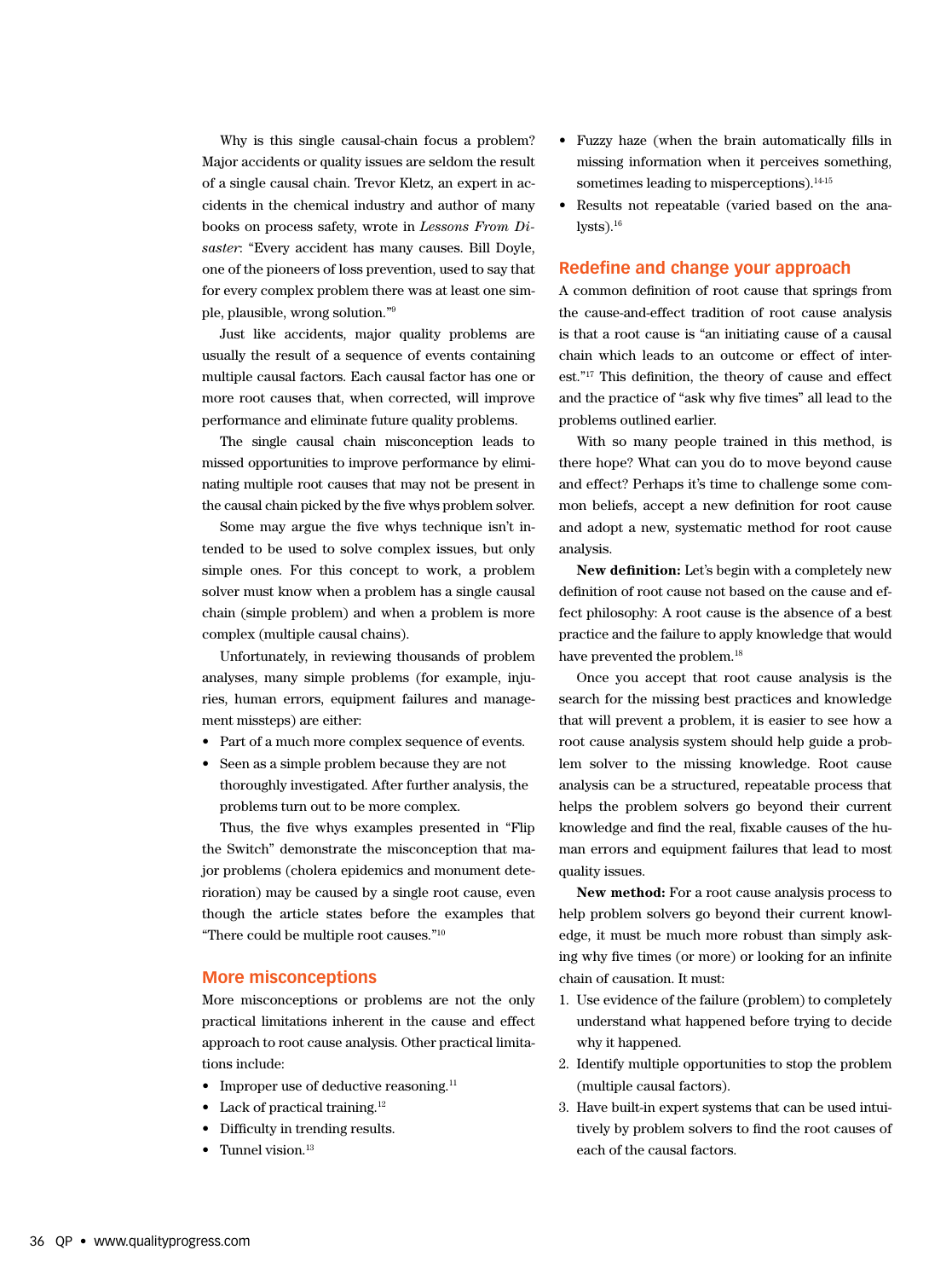Why is this single causal-chain focus a problem? Major accidents or quality issues are seldom the result of a single causal chain. Trevor Kletz, an expert in accidents in the chemical industry and author of many books on process safety, wrote in *Lessons From Disaster*: "Every accident has many causes. Bill Doyle, one of the pioneers of loss prevention, used to say that for every complex problem there was at least one simple, plausible, wrong solution."[9]

Just like accidents, major quality problems are usually the result of a sequence of events containing multiple causal factors. Each causal factor has one or more root causes that, when corrected, will improve performance and eliminate future quality problems.

The single causal chain misconception leads to missed opportunities to improve performance by eliminating multiple root causes that may not be present in the causal chain picked by the five whys problem solver.

Some may argue the five whys technique isn't intended to be used to solve complex issues, but only simple ones. For this concept to work, a problem solver must know when a problem has a single causal chain (simple problem) and when a problem is more complex (multiple causal chains).

Unfortunately, in reviewing thousands of problem analyses, many simple problems (for example, injuries, human errors, equipment failures and management missteps) are either:

- Part of a much more complex sequence of events.
- Seen as a simple problem because they are not thoroughly investigated. After further analysis, the problems turn out to be more complex.

Thus, the five whys examples presented in "Flip the Switch" demonstrate the misconception that major problems (cholera epidemics and monument deterioration) may be caused by a single root cause, even though the article states before the examples that "There could be multiple root causes."[10]

## More misconceptions

More misconceptions or problems are not the only practical limitations inherent in the cause and effect approach to root cause analysis. Other practical limitations include:

- Improper use of deductive reasoning.[11]
- Lack of practical training.[12]
- Difficulty in trending results.
- Tunnel vision.[13]
- Fuzzy haze (when the brain automatically fills in missing information when it perceives something, sometimes leading to misperceptions).[14-15]
- Results not repeatable (varied based on the analysts).[16]

## Redefine and change your approach

A common definition of root cause that springs from the cause-and-effect tradition of root cause analysis is that a root cause is "an initiating cause of a causal chain which leads to an outcome or effect of interest."[17] This definition, the theory of cause and effect and the practice of "ask why five times" all lead to the problems outlined earlier.

With so many people trained in this method, is there hope? What can you do to move beyond cause and effect? Perhaps it's time to challenge some common beliefs, accept a new definition for root cause and adopt a new, systematic method for root cause analysis.

**New definition:** Let's begin with a completely new definition of root cause not based on the cause and effect philosophy: A root cause is the absence of a best practice and the failure to apply knowledge that would have prevented the problem.[18]

Once you accept that root cause analysis is the search for the missing best practices and knowledge that will prevent a problem, it is easier to see how a root cause analysis system should help guide a problem solver to the missing knowledge. Root cause analysis can be a structured, repeatable process that helps the problem solvers go beyond their current knowledge and find the real, fixable causes of the human errors and equipment failures that lead to most quality issues.

**New method:** For a root cause analysis process to help problem solvers go beyond their current knowledge, it must be much more robust than simply asking why five times (or more) or looking for an infinite chain of causation. It must:

1. Use evidence of the failure (problem) to completely understand what happened before trying to decide why it happened.
2. Identify multiple opportunities to stop the problem (multiple causal factors).
3. Have built-in expert systems that can be used intuitively by problem solvers to find the root causes of each of the causal factors.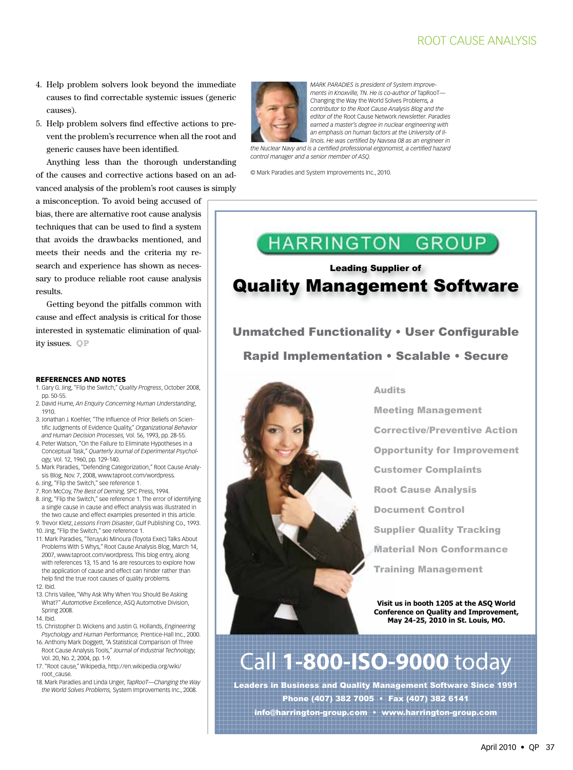4. Help problem solvers look beyond the immediate causes to find correctable systemic issues (generic causes).
5. Help problem solvers find effective actions to prevent the problem's recurrence when all the root and generic causes have been identified.

Anything less than the thorough understanding of the causes and corrective actions based on an advanced analysis of the problem's root causes is simply a misconception. To avoid being accused of bias, there are alternative root cause analysis techniques that can be used to find a system that avoids the drawbacks mentioned, and meets their needs and the criteria my research and experience has shown as necessary to produce reliable root cause analysis results.

Getting beyond the pitfalls common with cause and effect analysis is critical for those interested in systematic elimination of quality issues. **QP**

### REFERENCES AND NOTES

1. Gary G. Jing, "Flip the Switch," *Quality Progress*, October 2008, pp. 50-55.
2. David Hume, *An Enquiry Concerning Human Understanding*, 1910.
3. Jonathan J. Koehler, "The Influence of Prior Beliefs on Scientific Judgments of Evidence Quality," *Organizational Behavior and Human Decision Processes,* Vol. 56, 1993, pp. 28-55.
4. Peter Watson, "On the Failure to Eliminate Hypotheses in a Conceptual Task," *Quarterly Journal of Experimental Psychology,* Vol. 12, 1960, pp. 129-140.
5. Mark Paradies, "Defending Categorization," Root Cause Analysis Blog, Nov. 7, 2008, www.taproot.com/wordpress.
6. Jing, "Flip the Switch," see reference 1.
7. Ron McCoy, *The Best of Deming,* SPC Press, 1994.
8. Jing, "Flip the Switch," see reference 1. The error of identifying a single cause in cause and effect analysis was illustrated in the two cause and effect examples presented in this article.
9. Trevor Kletz, *Lessons From Disaster*, Gulf Publishing Co., 1993.
10. Jing, "Flip the Switch," see reference 1.
11. Mark Paradies, "Teruyuki Minoura (Toyota Exec) Talks About Problems With 5 Whys," Root Cause Analysis Blog, March 14, 2007, www.taproot.com/wordpress. This blog entry, along with references 13, 15 and 16 are resources to explore how the application of cause and effect can hinder rather than help find the true root causes of quality problems.
12. Ibid.
13. Chris Vallee, "Why Ask Why When You Should Be Asking What?" *Automotive Excellence*, ASQ Automotive Division, Spring 2008.
14. Ibid.
15. Christopher D. Wickens and Justin G. Hollands, *Engineering Psychology and Human Performance,* Prentice-Hall Inc., 2000.
16. Anthony Mark Doggett, "A Statistical Comparison of Three Root Cause Analysis Tools," *Journal of Industrial Technology,* Vol. 20, No. 2, 2004, pp. 1-9.
17. "Root cause," Wikipedia, http://en.wikipedia.org/wiki/root_cause.
18. Mark Paradies and Linda Unger, *TapRooT—Changing the Way the World Solves Problems,* System Improvements Inc., 2008.

*MARK PARADIES is president of System Improvements in Knoxville, TN. He is co-author of* TapRooT—Changing the Way the World Solves Problems, *a contributor to the* Root Cause Analysis Blog *and the editor of the* Root Cause Network *newsletter. Paradies earned a master's degree in nuclear engineering with an emphasis on human factors at the University of Illinois. He was certified by Navsea 08 as an engineer in the Nuclear Navy and is a certified professional ergonomist, a certified hazard control manager and a senior member of ASQ.*

© Mark Paradies and System Improvements Inc., 2010.

HARRINGTON GROUP

**Leading Supplier of**

**Quality Management Software**

**Unmatched Functionality • User Configurable**

**Rapid Implementation • Scalable • Secure**

- Audits
- Meeting Management
- Corrective/Preventive Action
- Opportunity for Improvement
- Customer Complaints
- Root Cause Analysis
- Document Control
- Supplier Quality Tracking
- Material Non Conformance
- Training Management

**Visit us in booth 1205 at the ASQ World Conference on Quality and Improvement, May 24-25, 2010 in St. Louis, MO.**

Call **1-800-ISO-9000** today

**Leaders in Business and Quality Management Software Since 1991**

**Phone (407) 382 7005 • Fax (407) 382 6141**

**info@harrington-group.com • www.harrington-group.com**